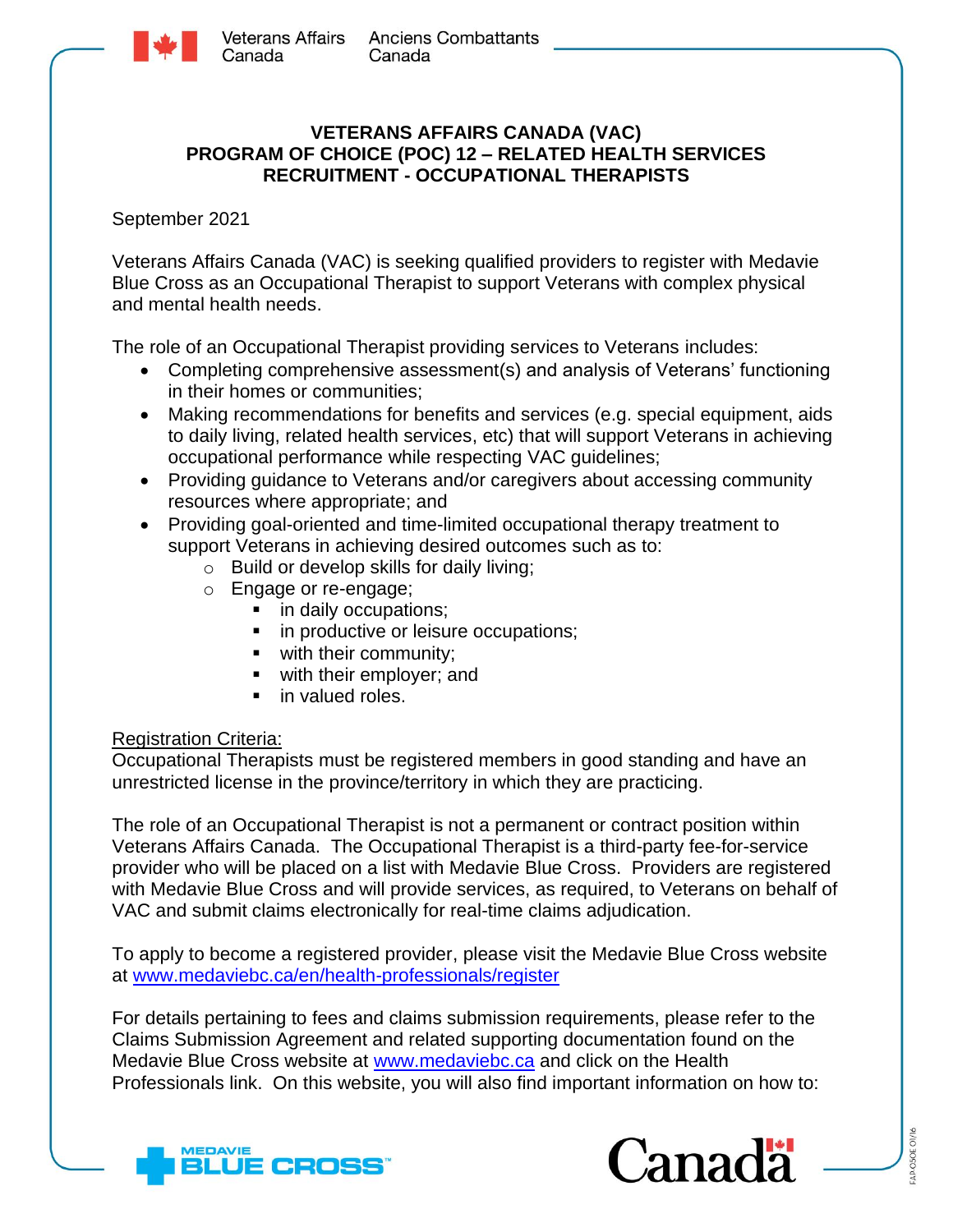# VETERANS AFFAIRS CANADA (VAC)
## PROGRAM OF CHOICE (POC) 12 – RELATED HEALTH SERVICES
## RECRUITMENT - OCCUPATIONAL THERAPISTS

September 2021

Veterans Affairs Canada (VAC) is seeking qualified providers to register with Medavie Blue Cross as an Occupational Therapist to support Veterans with complex physical and mental health needs.

The role of an Occupational Therapist providing services to Veterans includes:

- Completing comprehensive assessment(s) and analysis of Veterans' functioning in their homes or communities;
- Making recommendations for benefits and services (e.g. special equipment, aids to daily living, related health services, etc) that will support Veterans in achieving occupational performance while respecting VAC guidelines;
- Providing guidance to Veterans and/or caregivers about accessing community resources where appropriate; and
- Providing goal-oriented and time-limited occupational therapy treatment to support Veterans in achieving desired outcomes such as to:
  - Build or develop skills for daily living;
  - Engage or re-engage;
    - in daily occupations;
    - in productive or leisure occupations;
    - with their community;
    - with their employer; and
    - in valued roles.

Registration Criteria:

Occupational Therapists must be registered members in good standing and have an unrestricted license in the province/territory in which they are practicing.

The role of an Occupational Therapist is not a permanent or contract position within Veterans Affairs Canada. The Occupational Therapist is a third-party fee-for-service provider who will be placed on a list with Medavie Blue Cross. Providers are registered with Medavie Blue Cross and will provide services, as required, to Veterans on behalf of VAC and submit claims electronically for real-time claims adjudication.

To apply to become a registered provider, please visit the Medavie Blue Cross website at www.medaviebc.ca/en/health-professionals/register

For details pertaining to fees and claims submission requirements, please refer to the Claims Submission Agreement and related supporting documentation found on the Medavie Blue Cross website at www.medaviebc.ca and click on the Health Professionals link. On this website, you will also find important information on how to: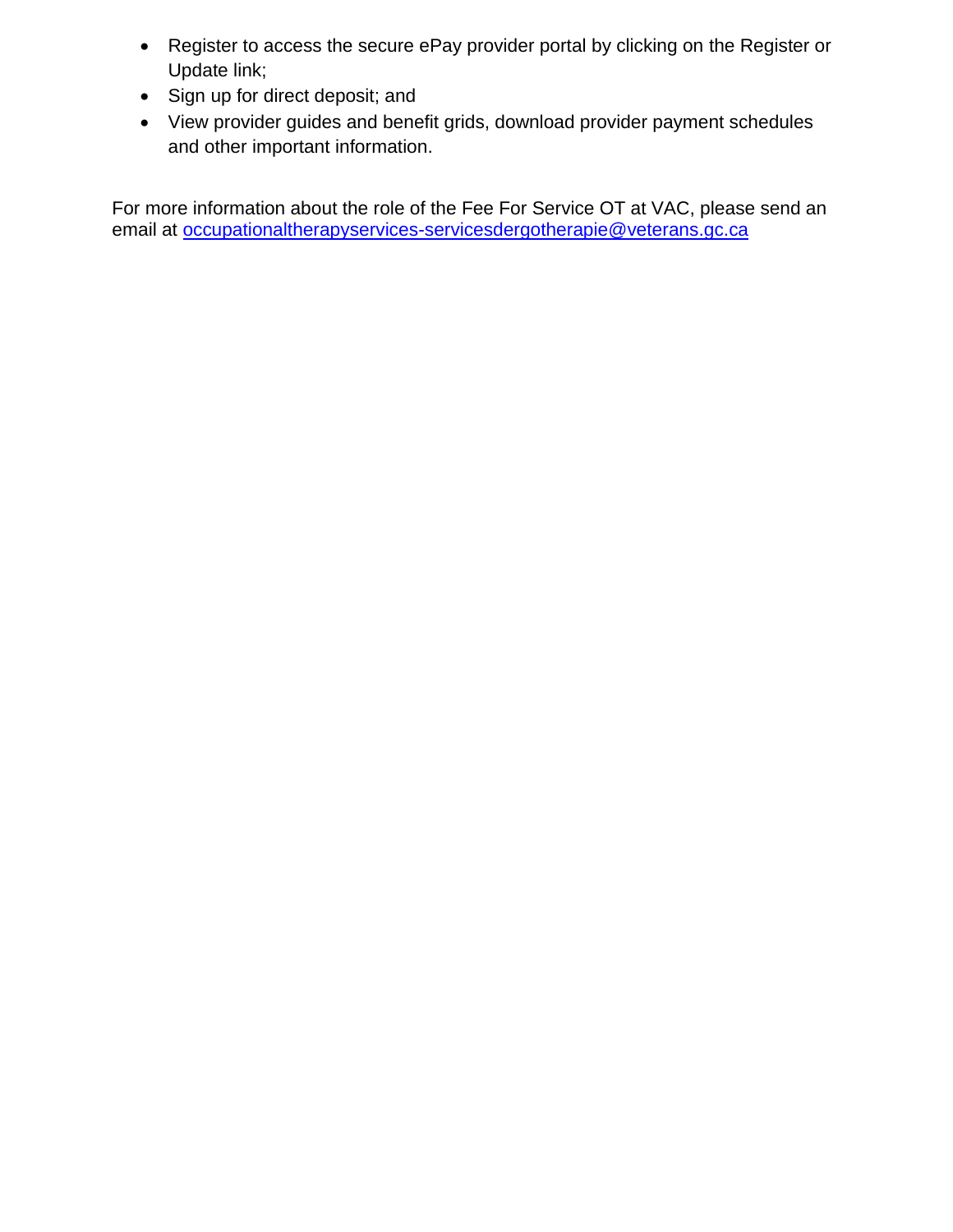- Register to access the secure ePay provider portal by clicking on the Register or Update link;
- Sign up for direct deposit; and
- View provider guides and benefit grids, download provider payment schedules and other important information.

For more information about the role of the Fee For Service OT at VAC, please send an email at occupationaltherapyservices-servicesdergotherapie@veterans.gc.ca